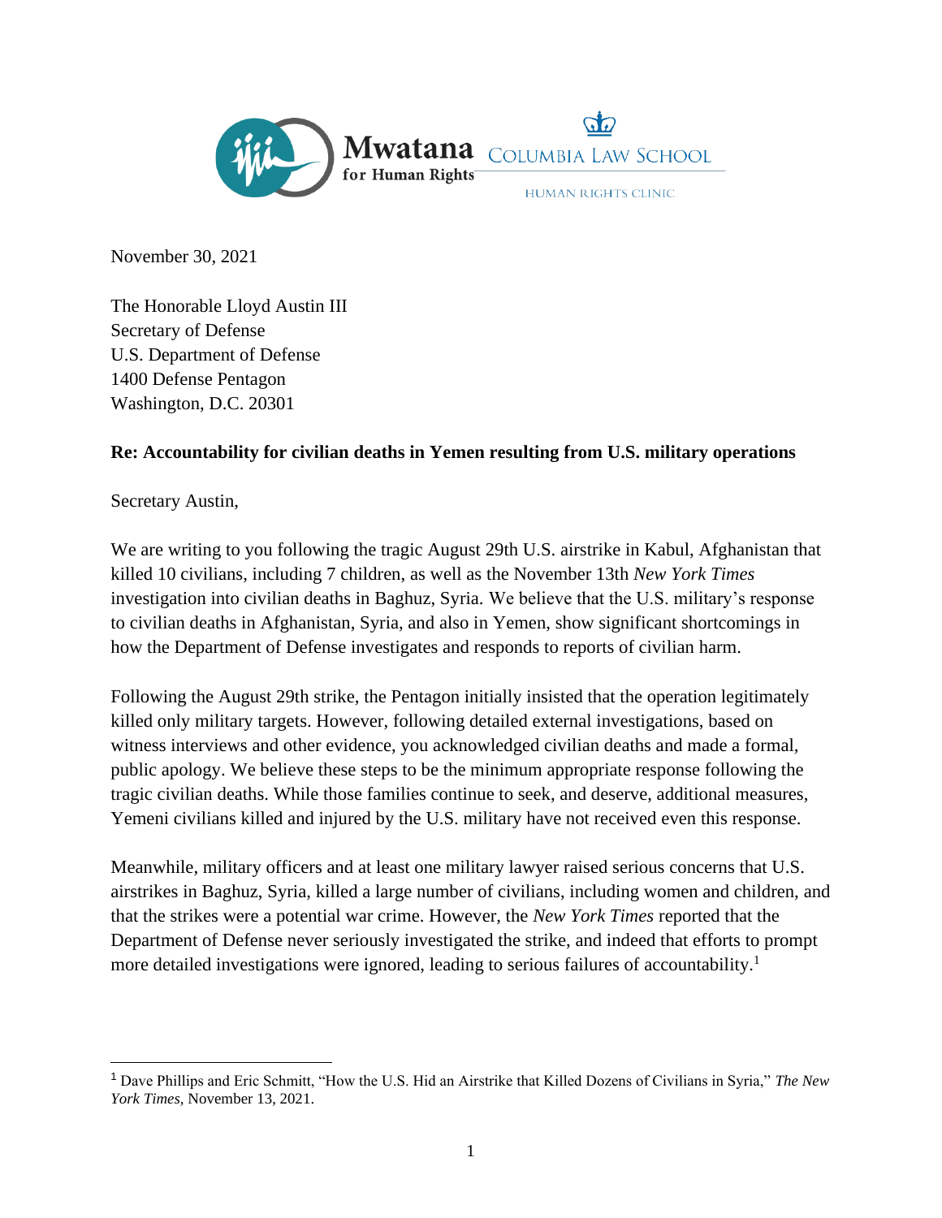Mwatana for Human Rights

Columbia Law School Human Rights Clinic

November 30, 2021

The Honorable Lloyd Austin III
Secretary of Defense
U.S. Department of Defense
1400 Defense Pentagon
Washington, D.C. 20301

**Re: Accountability for civilian deaths in Yemen resulting from U.S. military operations**

Secretary Austin,

We are writing to you following the tragic August 29th U.S. airstrike in Kabul, Afghanistan that killed 10 civilians, including 7 children, as well as the November 13th *New York Times* investigation into civilian deaths in Baghuz, Syria. We believe that the U.S. military's response to civilian deaths in Afghanistan, Syria, and also in Yemen, show significant shortcomings in how the Department of Defense investigates and responds to reports of civilian harm.

Following the August 29th strike, the Pentagon initially insisted that the operation legitimately killed only military targets. However, following detailed external investigations, based on witness interviews and other evidence, you acknowledged civilian deaths and made a formal, public apology. We believe these steps to be the minimum appropriate response following the tragic civilian deaths. While those families continue to seek, and deserve, additional measures, Yemeni civilians killed and injured by the U.S. military have not received even this response.

Meanwhile, military officers and at least one military lawyer raised serious concerns that U.S. airstrikes in Baghuz, Syria, killed a large number of civilians, including women and children, and that the strikes were a potential war crime. However, the *New York Times* reported that the Department of Defense never seriously investigated the strike, and indeed that efforts to prompt more detailed investigations were ignored, leading to serious failures of accountability.[1]

[1] Dave Phillips and Eric Schmitt, "How the U.S. Hid an Airstrike that Killed Dozens of Civilians in Syria," *The New York Times*, November 13, 2021.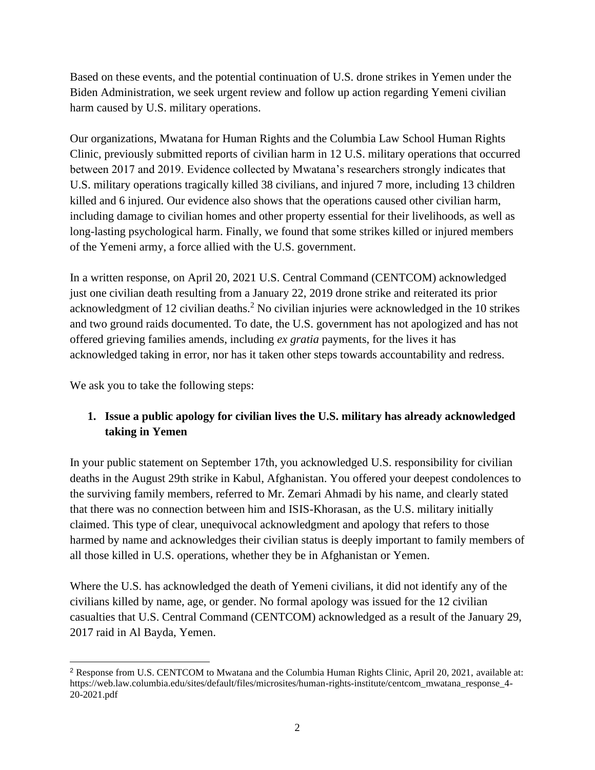Based on these events, and the potential continuation of U.S. drone strikes in Yemen under the Biden Administration, we seek urgent review and follow up action regarding Yemeni civilian harm caused by U.S. military operations.

Our organizations, Mwatana for Human Rights and the Columbia Law School Human Rights Clinic, previously submitted reports of civilian harm in 12 U.S. military operations that occurred between 2017 and 2019. Evidence collected by Mwatana's researchers strongly indicates that U.S. military operations tragically killed 38 civilians, and injured 7 more, including 13 children killed and 6 injured. Our evidence also shows that the operations caused other civilian harm, including damage to civilian homes and other property essential for their livelihoods, as well as long-lasting psychological harm. Finally, we found that some strikes killed or injured members of the Yemeni army, a force allied with the U.S. government.

In a written response, on April 20, 2021 U.S. Central Command (CENTCOM) acknowledged just one civilian death resulting from a January 22, 2019 drone strike and reiterated its prior acknowledgment of 12 civilian deaths.[2] No civilian injuries were acknowledged in the 10 strikes and two ground raids documented. To date, the U.S. government has not apologized and has not offered grieving families amends, including *ex gratia* payments, for the lives it has acknowledged taking in error, nor has it taken other steps towards accountability and redress.

We ask you to take the following steps:

1. **Issue a public apology for civilian lives the U.S. military has already acknowledged taking in Yemen**

In your public statement on September 17th, you acknowledged U.S. responsibility for civilian deaths in the August 29th strike in Kabul, Afghanistan. You offered your deepest condolences to the surviving family members, referred to Mr. Zemari Ahmadi by his name, and clearly stated that there was no connection between him and ISIS-Khorasan, as the U.S. military initially claimed. This type of clear, unequivocal acknowledgment and apology that refers to those harmed by name and acknowledges their civilian status is deeply important to family members of all those killed in U.S. operations, whether they be in Afghanistan or Yemen.

Where the U.S. has acknowledged the death of Yemeni civilians, it did not identify any of the civilians killed by name, age, or gender. No formal apology was issued for the 12 civilian casualties that U.S. Central Command (CENTCOM) acknowledged as a result of the January 29, 2017 raid in Al Bayda, Yemen.

---

[2] Response from U.S. CENTCOM to Mwatana and the Columbia Human Rights Clinic, April 20, 2021, available at: https://web.law.columbia.edu/sites/default/files/microsites/human-rights-institute/centcom_mwatana_response_4-20-2021.pdf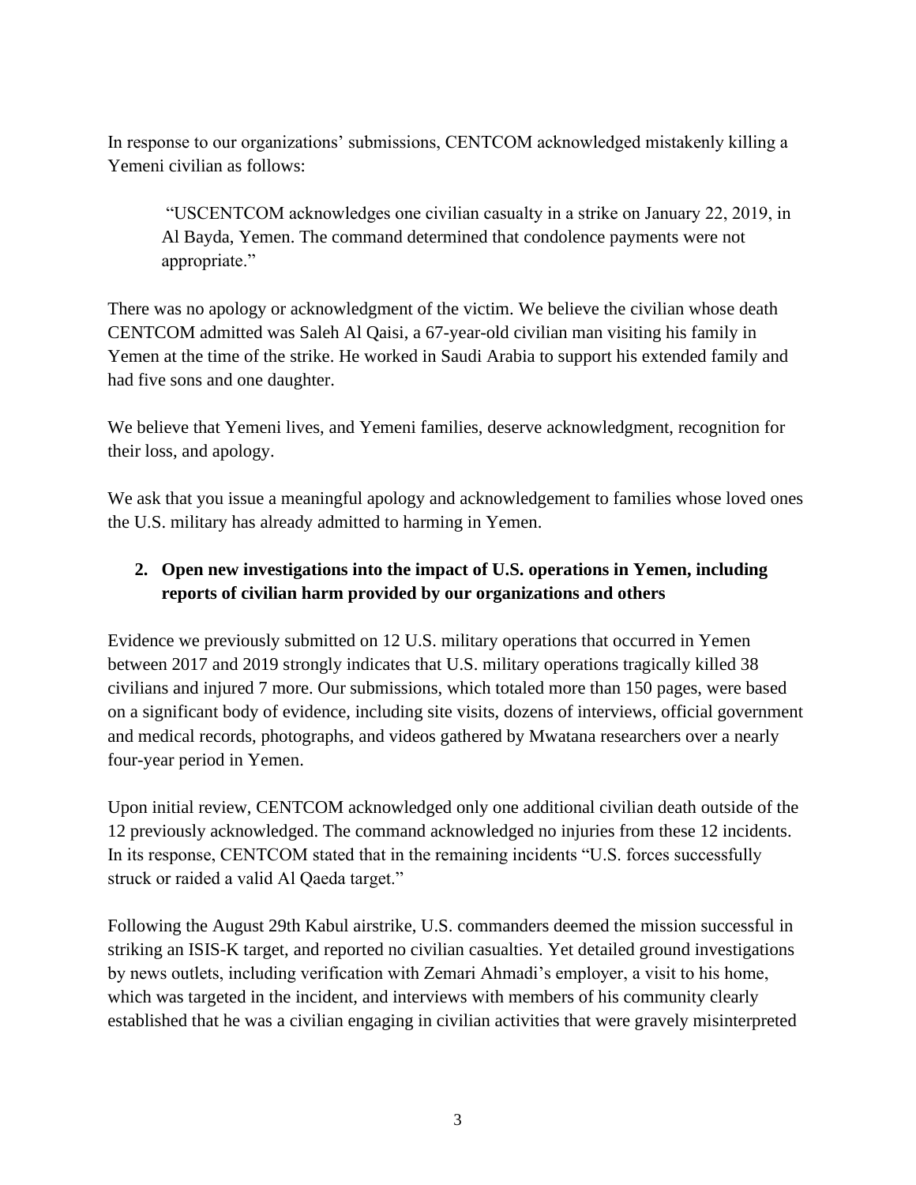In response to our organizations' submissions, CENTCOM acknowledged mistakenly killing a Yemeni civilian as follows:

> "USCENTCOM acknowledges one civilian casualty in a strike on January 22, 2019, in Al Bayda, Yemen. The command determined that condolence payments were not appropriate."

There was no apology or acknowledgment of the victim. We believe the civilian whose death CENTCOM admitted was Saleh Al Qaisi, a 67-year-old civilian man visiting his family in Yemen at the time of the strike. He worked in Saudi Arabia to support his extended family and had five sons and one daughter.

We believe that Yemeni lives, and Yemeni families, deserve acknowledgment, recognition for their loss, and apology.

We ask that you issue a meaningful apology and acknowledgement to families whose loved ones the U.S. military has already admitted to harming in Yemen.

**2. Open new investigations into the impact of U.S. operations in Yemen, including reports of civilian harm provided by our organizations and others**

Evidence we previously submitted on 12 U.S. military operations that occurred in Yemen between 2017 and 2019 strongly indicates that U.S. military operations tragically killed 38 civilians and injured 7 more. Our submissions, which totaled more than 150 pages, were based on a significant body of evidence, including site visits, dozens of interviews, official government and medical records, photographs, and videos gathered by Mwatana researchers over a nearly four-year period in Yemen.

Upon initial review, CENTCOM acknowledged only one additional civilian death outside of the 12 previously acknowledged. The command acknowledged no injuries from these 12 incidents. In its response, CENTCOM stated that in the remaining incidents "U.S. forces successfully struck or raided a valid Al Qaeda target."

Following the August 29th Kabul airstrike, U.S. commanders deemed the mission successful in striking an ISIS-K target, and reported no civilian casualties. Yet detailed ground investigations by news outlets, including verification with Zemari Ahmadi's employer, a visit to his home, which was targeted in the incident, and interviews with members of his community clearly established that he was a civilian engaging in civilian activities that were gravely misinterpreted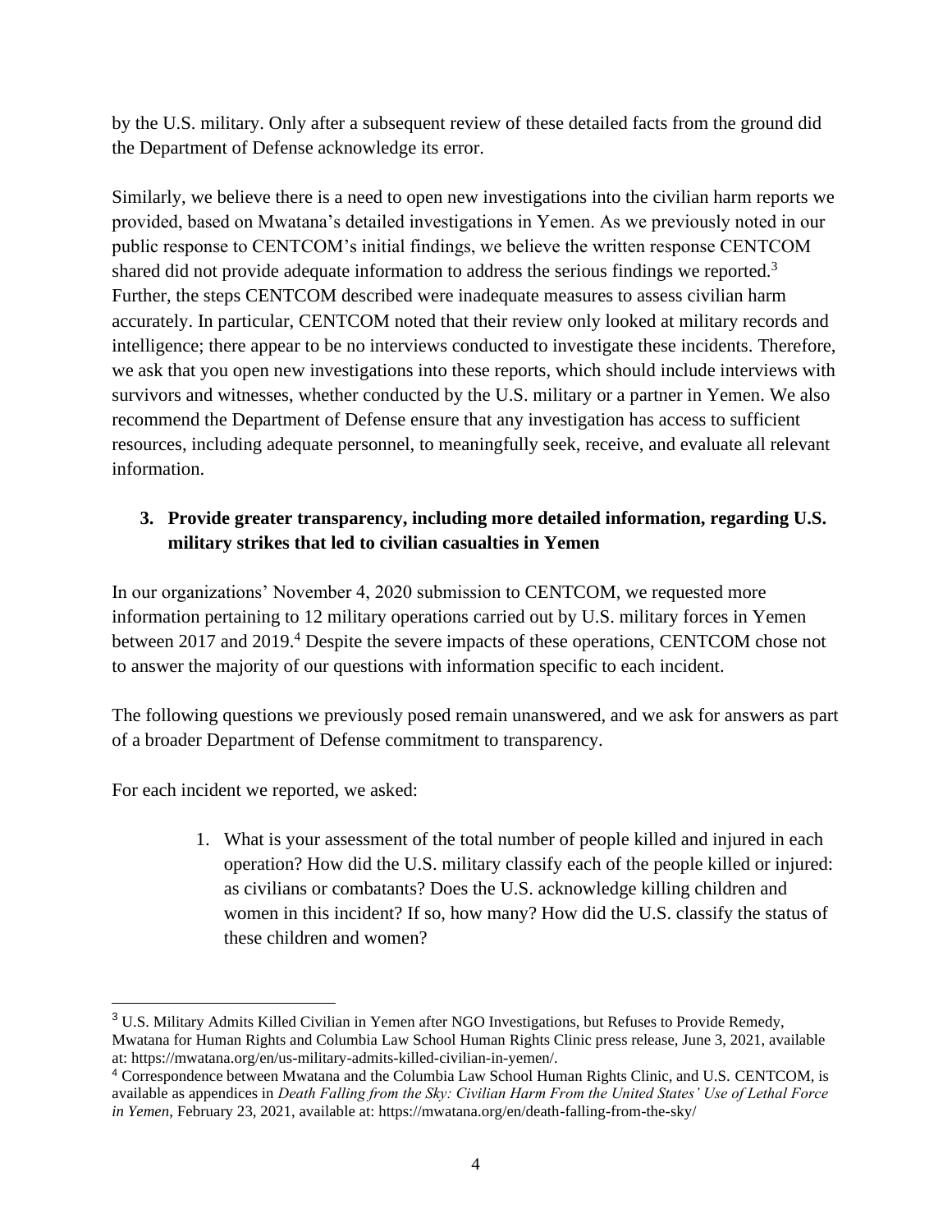by the U.S. military. Only after a subsequent review of these detailed facts from the ground did the Department of Defense acknowledge its error.

Similarly, we believe there is a need to open new investigations into the civilian harm reports we provided, based on Mwatana's detailed investigations in Yemen. As we previously noted in our public response to CENTCOM's initial findings, we believe the written response CENTCOM shared did not provide adequate information to address the serious findings we reported.[3] Further, the steps CENTCOM described were inadequate measures to assess civilian harm accurately. In particular, CENTCOM noted that their review only looked at military records and intelligence; there appear to be no interviews conducted to investigate these incidents. Therefore, we ask that you open new investigations into these reports, which should include interviews with survivors and witnesses, whether conducted by the U.S. military or a partner in Yemen. We also recommend the Department of Defense ensure that any investigation has access to sufficient resources, including adequate personnel, to meaningfully seek, receive, and evaluate all relevant information.

### 3. Provide greater transparency, including more detailed information, regarding U.S. military strikes that led to civilian casualties in Yemen

In our organizations' November 4, 2020 submission to CENTCOM, we requested more information pertaining to 12 military operations carried out by U.S. military forces in Yemen between 2017 and 2019.[4] Despite the severe impacts of these operations, CENTCOM chose not to answer the majority of our questions with information specific to each incident.

The following questions we previously posed remain unanswered, and we ask for answers as part of a broader Department of Defense commitment to transparency.

For each incident we reported, we asked:

1. What is your assessment of the total number of people killed and injured in each operation? How did the U.S. military classify each of the people killed or injured: as civilians or combatants? Does the U.S. acknowledge killing children and women in this incident? If so, how many? How did the U.S. classify the status of these children and women?

---

[3] U.S. Military Admits Killed Civilian in Yemen after NGO Investigations, but Refuses to Provide Remedy, Mwatana for Human Rights and Columbia Law School Human Rights Clinic press release, June 3, 2021, available at: https://mwatana.org/en/us-military-admits-killed-civilian-in-yemen/.

[4] Correspondence between Mwatana and the Columbia Law School Human Rights Clinic, and U.S. CENTCOM, is available as appendices in *Death Falling from the Sky: Civilian Harm From the United States' Use of Lethal Force in Yemen*, February 23, 2021, available at: https://mwatana.org/en/death-falling-from-the-sky/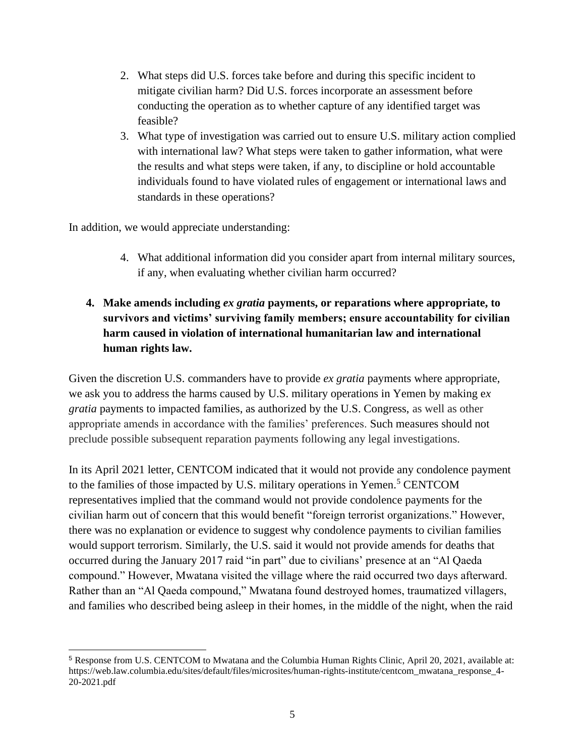2. What steps did U.S. forces take before and during this specific incident to mitigate civilian harm? Did U.S. forces incorporate an assessment before conducting the operation as to whether capture of any identified target was feasible?
3. What type of investigation was carried out to ensure U.S. military action complied with international law? What steps were taken to gather information, what were the results and what steps were taken, if any, to discipline or hold accountable individuals found to have violated rules of engagement or international laws and standards in these operations?

In addition, we would appreciate understanding:

4. What additional information did you consider apart from internal military sources, if any, when evaluating whether civilian harm occurred?

**4. Make amends including *ex gratia* payments, or reparations where appropriate, to survivors and victims' surviving family members; ensure accountability for civilian harm caused in violation of international humanitarian law and international human rights law.**

Given the discretion U.S. commanders have to provide *ex gratia* payments where appropriate, we ask you to address the harms caused by U.S. military operations in Yemen by making e*x gratia* payments to impacted families, as authorized by the U.S. Congress, as well as other appropriate amends in accordance with the families' preferences. Such measures should not preclude possible subsequent reparation payments following any legal investigations.

In its April 2021 letter, CENTCOM indicated that it would not provide any condolence payment to the families of those impacted by U.S. military operations in Yemen.[5] CENTCOM representatives implied that the command would not provide condolence payments for the civilian harm out of concern that this would benefit "foreign terrorist organizations." However, there was no explanation or evidence to suggest why condolence payments to civilian families would support terrorism. Similarly, the U.S. said it would not provide amends for deaths that occurred during the January 2017 raid "in part" due to civilians' presence at an "Al Qaeda compound." However, Mwatana visited the village where the raid occurred two days afterward. Rather than an "Al Qaeda compound," Mwatana found destroyed homes, traumatized villagers, and families who described being asleep in their homes, in the middle of the night, when the raid

[5] Response from U.S. CENTCOM to Mwatana and the Columbia Human Rights Clinic, April 20, 2021, available at: https://web.law.columbia.edu/sites/default/files/microsites/human-rights-institute/centcom_mwatana_response_4-20-2021.pdf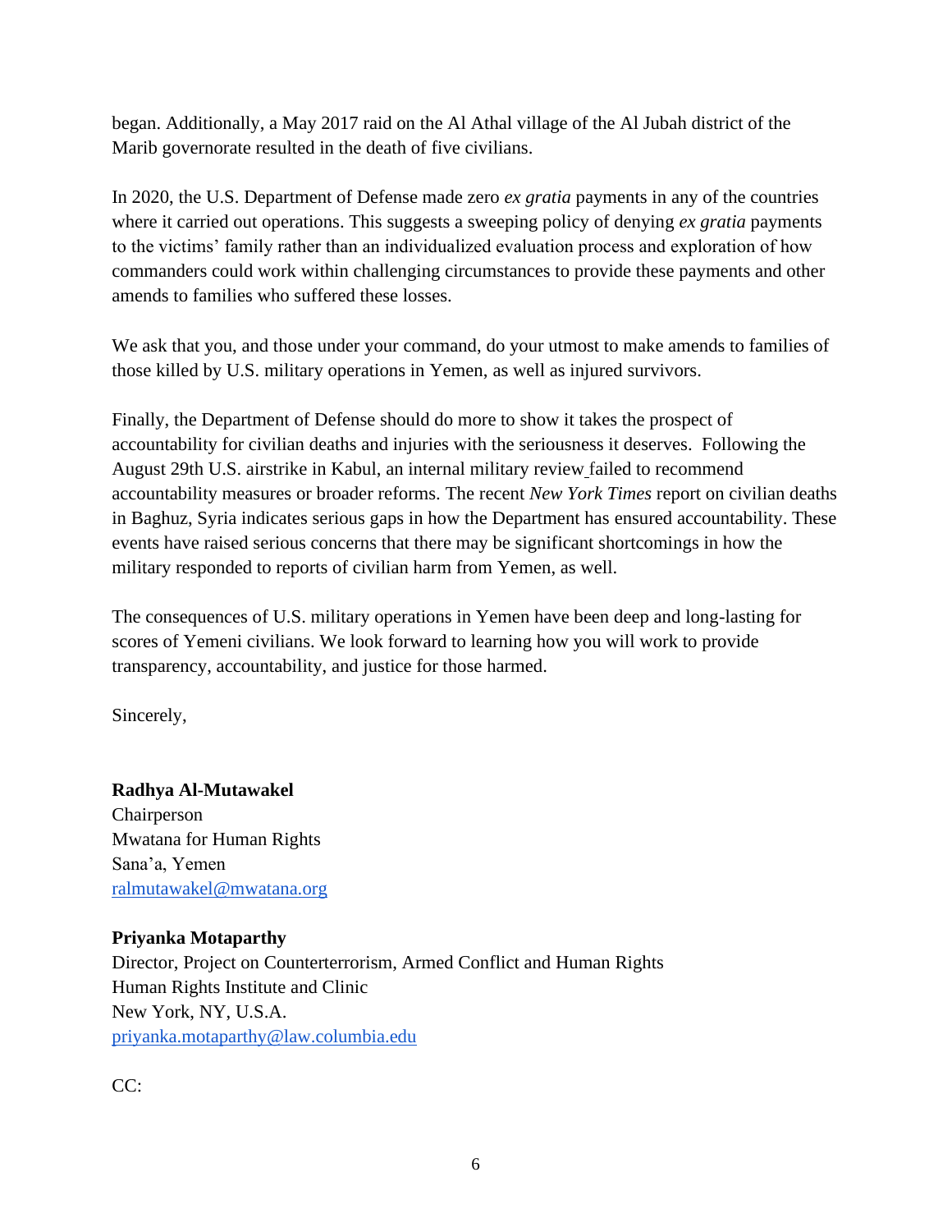began. Additionally, a May 2017 raid on the Al Athal village of the Al Jubah district of the Marib governorate resulted in the death of five civilians.

In 2020, the U.S. Department of Defense made zero *ex gratia* payments in any of the countries where it carried out operations. This suggests a sweeping policy of denying *ex gratia* payments to the victims' family rather than an individualized evaluation process and exploration of how commanders could work within challenging circumstances to provide these payments and other amends to families who suffered these losses.

We ask that you, and those under your command, do your utmost to make amends to families of those killed by U.S. military operations in Yemen, as well as injured survivors.

Finally, the Department of Defense should do more to show it takes the prospect of accountability for civilian deaths and injuries with the seriousness it deserves. Following the August 29th U.S. airstrike in Kabul, an internal military review failed to recommend accountability measures or broader reforms. The recent *New York Times* report on civilian deaths in Baghuz, Syria indicates serious gaps in how the Department has ensured accountability. These events have raised serious concerns that there may be significant shortcomings in how the military responded to reports of civilian harm from Yemen, as well.

The consequences of U.S. military operations in Yemen have been deep and long-lasting for scores of Yemeni civilians. We look forward to learning how you will work to provide transparency, accountability, and justice for those harmed.

Sincerely,

**Radhya Al-Mutawakel**
Chairperson
Mwatana for Human Rights
Sana'a, Yemen
ralmutawakel@mwatana.org

**Priyanka Motaparthy**
Director, Project on Counterterrorism, Armed Conflict and Human Rights
Human Rights Institute and Clinic
New York, NY, U.S.A.
priyanka.motaparthy@law.columbia.edu

CC: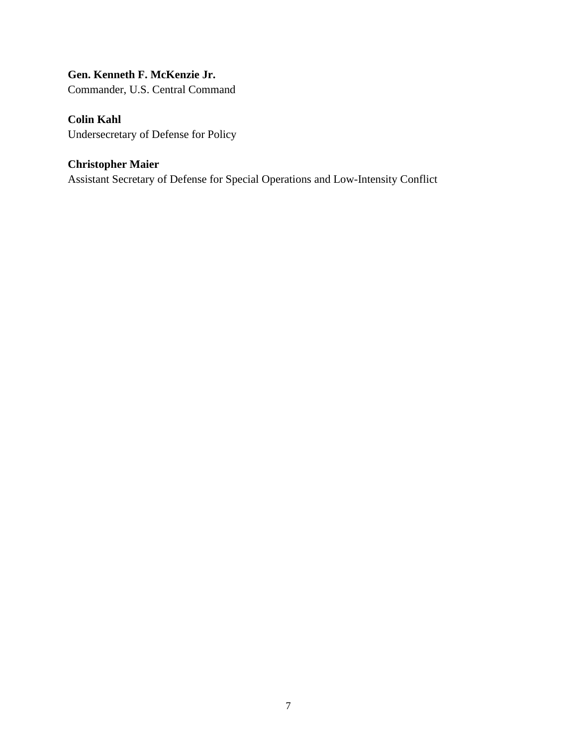**Gen. Kenneth F. McKenzie Jr.**
Commander, U.S. Central Command

**Colin Kahl**
Undersecretary of Defense for Policy

**Christopher Maier**
Assistant Secretary of Defense for Special Operations and Low-Intensity Conflict